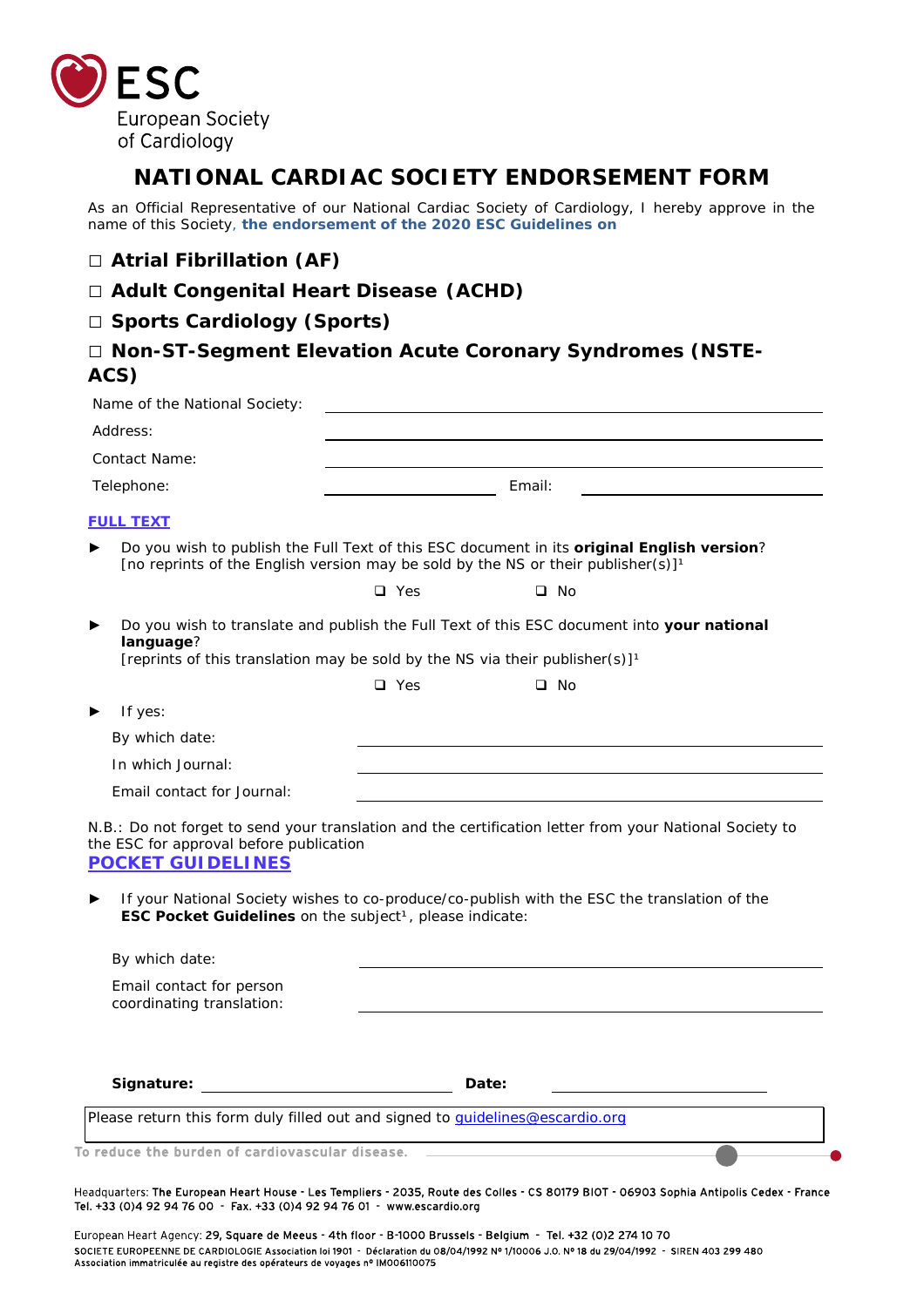ESC

European Society of Cardiology

# NATIONAL CARDIAC SOCIETY ENDORSEMENT FORM

As an Official Representative of our National Cardiac Society of Cardiology, I hereby approve in the name of this Society, **the endorsement of the 2020 ESC Guidelines on**

☐ **Atrial Fibrillation (AF)**

☐ **Adult Congenital Heart Disease (ACHD)**

☐ **Sports Cardiology (Sports)**

☐ **Non-ST-Segment Elevation Acute Coronary Syndromes (NSTE-ACS)**

Name of the National Society: ______________________________

Address: ______________________________

Contact Name: ______________________________

Telephone: ______________ Email: ______________

## FULL TEXT

► Do you wish to publish the Full Text of this ESC document in its **original English version**?
[no reprints of the English version may be sold by the NS or their publisher(s)][1]

❑ Yes ❑ No

► Do you wish to translate and publish the Full Text of this ESC document into **your national language**?
[reprints of this translation may be sold by the NS via their publisher(s)][1]

❑ Yes ❑ No

► If yes:

By which date: ______________________________

In which Journal: ______________________________

Email contact for Journal: ______________________________

N.B.: Do not forget to send your translation and the certification letter from your National Society to the ESC for approval before publication

## POCKET GUIDELINES

► If your National Society wishes to co-produce/co-publish with the ESC the translation of the **ESC Pocket Guidelines** on the subject[1], please indicate:

By which date: ______________________________

Email contact for person coordinating translation: ______________________________

**Signature:** ______________________ **Date:** ______________

Please return this form duly filled out and signed to guidelines@escardio.org

To reduce the burden of cardiovascular disease.

Headquarters: The European Heart House - Les Templiers - 2035, Route des Colles - CS 80179 BIOT - 06903 Sophia Antipolis Cedex - France
Tel. +33 (0)4 92 94 76 00 - Fax. +33 (0)4 92 94 76 01 - www.escardio.org

European Heart Agency: 29, Square de Meeus - 4th floor - B-1000 Brussels - Belgium - Tel. +32 (0)2 274 10 70
SOCIETE EUROPEENNE DE CARDIOLOGIE Association loi 1901 - Déclaration du 08/04/1992 Nº 1/10006 J.O. Nº 18 du 29/04/1992 - SIREN 403 299 480
Association immatriculée au registre des opérateurs de voyages nº IM006110075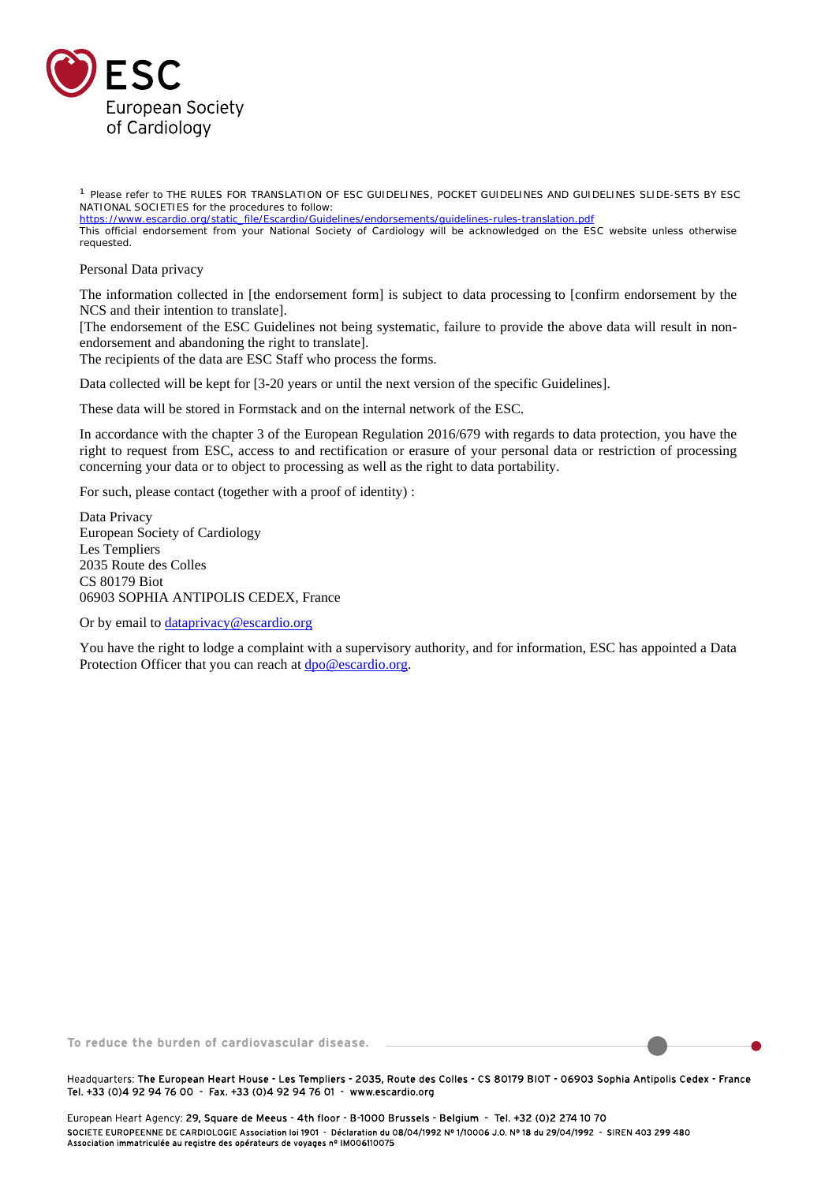[1] Please refer to THE RULES FOR TRANSLATION OF ESC GUIDELINES, POCKET GUIDELINES AND GUIDELINES SLIDE-SETS BY ESC NATIONAL SOCIETIES for the procedures to follow:
https://www.escardio.org/static_file/Escardio/Guidelines/endorsements/guidelines-rules-translation.pdf
This official endorsement from your National Society of Cardiology will be acknowledged on the ESC website unless otherwise requested.

Personal Data privacy

The information collected in [the endorsement form] is subject to data processing to [confirm endorsement by the NCS and their intention to translate].
[The endorsement of the ESC Guidelines not being systematic, failure to provide the above data will result in non-endorsement and abandoning the right to translate].
The recipients of the data are ESC Staff who process the forms.

Data collected will be kept for [3-20 years or until the next version of the specific Guidelines].

These data will be stored in Formstack and on the internal network of the ESC.

In accordance with the chapter 3 of the European Regulation 2016/679 with regards to data protection, you have the right to request from ESC, access to and rectification or erasure of your personal data or restriction of processing concerning your data or to object to processing as well as the right to data portability.

For such, please contact (together with a proof of identity) :

Data Privacy
European Society of Cardiology
Les Templiers
2035 Route des Colles
CS 80179 Biot
06903 SOPHIA ANTIPOLIS CEDEX, France

Or by email to dataprivacy@escardio.org

You have the right to lodge a complaint with a supervisory authority, and for information, ESC has appointed a Data Protection Officer that you can reach at dpo@escardio.org.